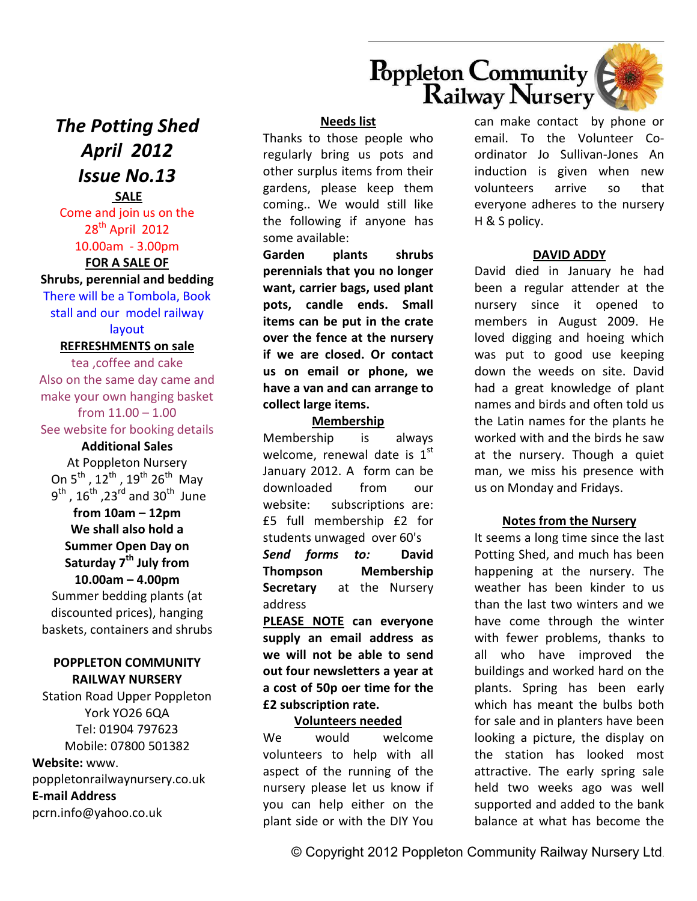# Poppleton Community Railway Nursery

# *The Potting Shed April 2012 Issue No.13*

**SALE**

Come and join us on the 28th April 2012
10.00am - 3.00pm

**FOR A SALE OF**

**Shrubs, perennial and bedding**

There will be a Tombola, Book stall and our model railway layout

**REFRESHMENTS on sale**

tea ,coffee and cake

Also on the same day came and make your own hanging basket from 11.00 – 1.00

See website for booking details

**Additional Sales**

At Poppleton Nursery
On 5th , 12th , 19th 26th May
9th , 16th ,23rd and 30th June
**from 10am – 12pm**

**We shall also hold a Summer Open Day on Saturday 7th July from 10.00am – 4.00pm**

Summer bedding plants (at discounted prices), hanging baskets, containers and shrubs

**POPPLETON COMMUNITY RAILWAY NURSERY**

Station Road Upper Poppleton
York YO26 6QA
Tel: 01904 797623
Mobile: 07800 501382

**Website:** www. poppletonrailwaynursery.co.uk

**E-mail Address**
pcrn.info@yahoo.co.uk

## Needs list

Thanks to those people who regularly bring us pots and other surplus items from their gardens, please keep them coming.. We would still like the following if anyone has some available:

**Garden plants shrubs perennials that you no longer want, carrier bags, used plant pots, candle ends. Small items can be put in the crate over the fence at the nursery if we are closed. Or contact us on email or phone, we have a van and can arrange to collect large items.**

## Membership

Membership is always welcome, renewal date is 1st January 2012. A form can be downloaded from our website: subscriptions are: £5 full membership £2 for students unwaged over 60's

***Send forms to:* David Thompson Membership Secretary** at the Nursery address

**PLEASE NOTE can everyone supply an email address as we will not be able to send out four newsletters a year at a cost of 50p oer time for the £2 subscription rate.**

## Volunteers needed

We would welcome volunteers to help with all aspect of the running of the nursery please let us know if you can help either on the plant side or with the DIY You can make contact by phone or email. To the Volunteer Co-ordinator Jo Sullivan-Jones An induction is given when new volunteers arrive so that everyone adheres to the nursery H & S policy.

## DAVID ADDY

David died in January he had been a regular attender at the nursery since it opened to members in August 2009. He loved digging and hoeing which was put to good use keeping down the weeds on site. David had a great knowledge of plant names and birds and often told us the Latin names for the plants he worked with and the birds he saw at the nursery. Though a quiet man, we miss his presence with us on Monday and Fridays.

## Notes from the Nursery

It seems a long time since the last Potting Shed, and much has been happening at the nursery. The weather has been kinder to us than the last two winters and we have come through the winter with fewer problems, thanks to all who have improved the buildings and worked hard on the plants. Spring has been early which has meant the bulbs both for sale and in planters have been looking a picture, the display on the station has looked most attractive. The early spring sale held two weeks ago was well supported and added to the bank balance at what has become the

© Copyright 2012 Poppleton Community Railway Nursery Ltd.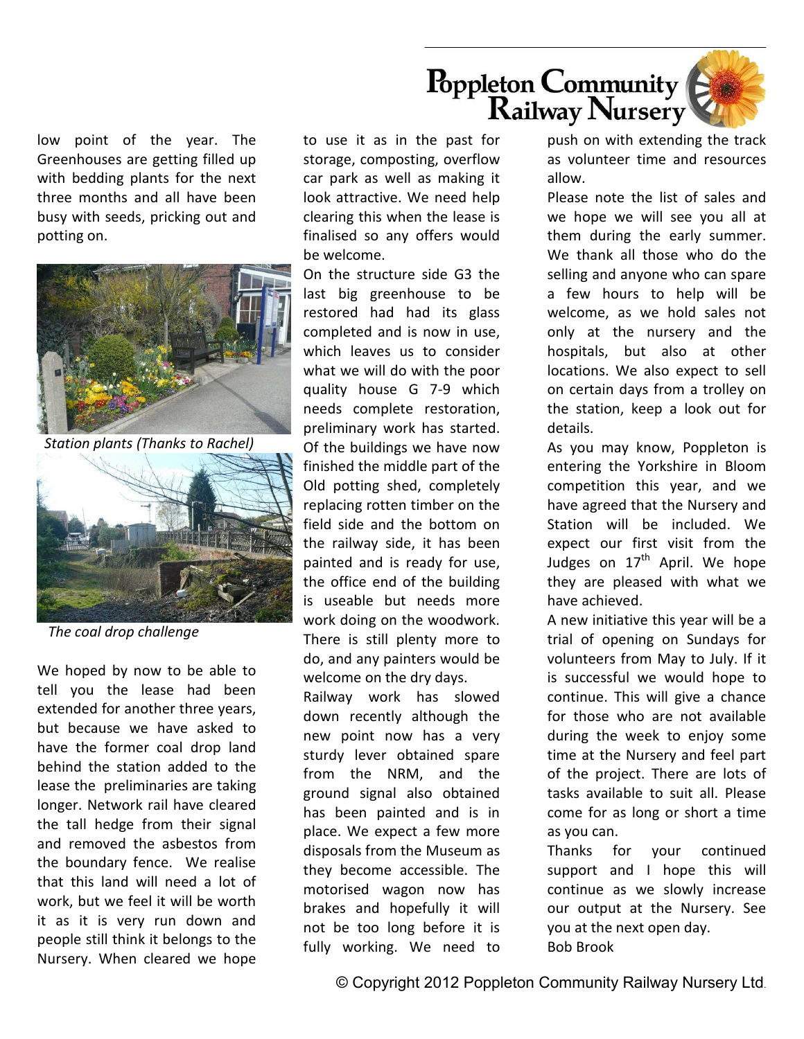low point of the year. The Greenhouses are getting filled up with bedding plants for the next three months and all have been busy with seeds, pricking out and potting on.

*Station plants (Thanks to Rachel)*

*The coal drop challenge*

We hoped by now to be able to tell you the lease had been extended for another three years, but because we have asked to have the former coal drop land behind the station added to the lease the preliminaries are taking longer. Network rail have cleared the tall hedge from their signal and removed the asbestos from the boundary fence. We realise that this land will need a lot of work, but we feel it will be worth it as it is very run down and people still think it belongs to the Nursery. When cleared we hope to use it as in the past for storage, composting, overflow car park as well as making it look attractive. We need help clearing this when the lease is finalised so any offers would be welcome.

On the structure side G3 the last big greenhouse to be restored had had its glass completed and is now in use, which leaves us to consider what we will do with the poor quality house G 7-9 which needs complete restoration, preliminary work has started. Of the buildings we have now finished the middle part of the Old potting shed, completely replacing rotten timber on the field side and the bottom on the railway side, it has been painted and is ready for use, the office end of the building is useable but needs more work doing on the woodwork. There is still plenty more to do, and any painters would be welcome on the dry days.

Railway work has slowed down recently although the new point now has a very sturdy lever obtained spare from the NRM, and the ground signal also obtained has been painted and is in place. We expect a few more disposals from the Museum as they become accessible. The motorised wagon now has brakes and hopefully it will not be too long before it is fully working. We need to push on with extending the track as volunteer time and resources allow.

Please note the list of sales and we hope we will see you all at them during the early summer. We thank all those who do the selling and anyone who can spare a few hours to help will be welcome, as we hold sales not only at the nursery and the hospitals, but also at other locations. We also expect to sell on certain days from a trolley on the station, keep a look out for details.

As you may know, Poppleton is entering the Yorkshire in Bloom competition this year, and we have agreed that the Nursery and Station will be included. We expect our first visit from the Judges on 17th April. We hope they are pleased with what we have achieved.

A new initiative this year will be a trial of opening on Sundays for volunteers from May to July. If it is successful we would hope to continue. This will give a chance for those who are not available during the week to enjoy some time at the Nursery and feel part of the project. There are lots of tasks available to suit all. Please come for as long or short a time as you can.

Thanks for your continued support and I hope this will continue as we slowly increase our output at the Nursery. See you at the next open day.

Bob Brook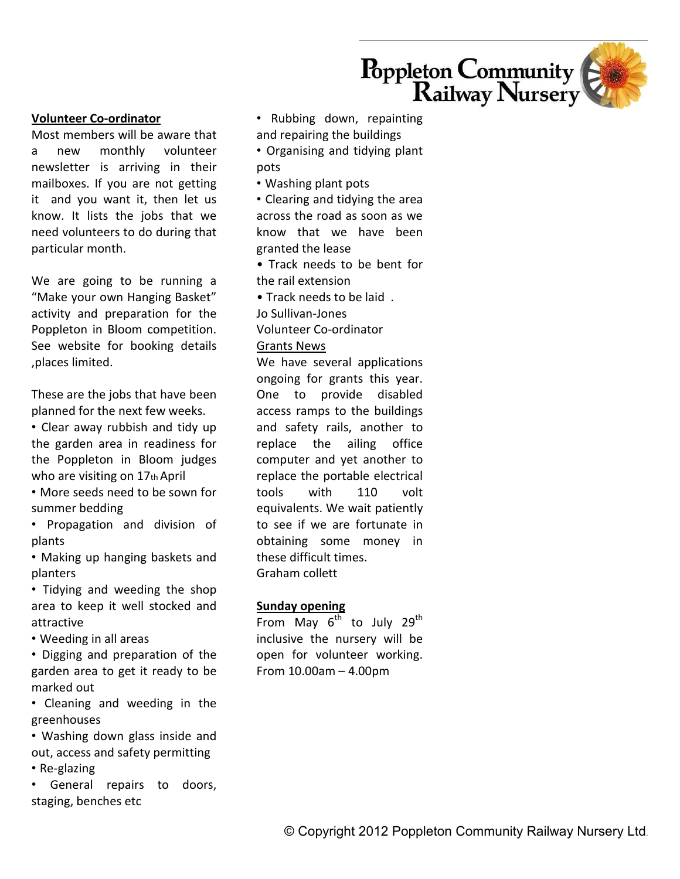## Volunteer Co-ordinator

Most members will be aware that a new monthly volunteer newsletter is arriving in their mailboxes. If you are not getting it and you want it, then let us know. It lists the jobs that we need volunteers to do during that particular month.

We are going to be running a "Make your own Hanging Basket" activity and preparation for the Poppleton in Bloom competition. See website for booking details ,places limited.

These are the jobs that have been planned for the next few weeks.

- Clear away rubbish and tidy up the garden area in readiness for the Poppleton in Bloom judges who are visiting on 17th April
- More seeds need to be sown for summer bedding
- Propagation and division of plants
- Making up hanging baskets and planters
- Tidying and weeding the shop area to keep it well stocked and attractive
- Weeding in all areas
- Digging and preparation of the garden area to get it ready to be marked out
- Cleaning and weeding in the greenhouses
- Washing down glass inside and out, access and safety permitting
- Re-glazing
- General repairs to doors, staging, benches etc
- Rubbing down, repainting and repairing the buildings
- Organising and tidying plant pots
- Washing plant pots
- Clearing and tidying the area across the road as soon as we know that we have been granted the lease
- Track needs to be bent for the rail extension
- Track needs to be laid .

Jo Sullivan-Jones
Volunteer Co-ordinator

## Grants News

We have several applications ongoing for grants this year. One to provide disabled access ramps to the buildings and safety rails, another to replace the ailing office computer and yet another to replace the portable electrical tools with 110 volt equivalents. We wait patiently to see if we are fortunate in obtaining some money in these difficult times.
Graham collett

## Sunday opening

From May 6th to July 29th inclusive the nursery will be open for volunteer working. From 10.00am – 4.00pm